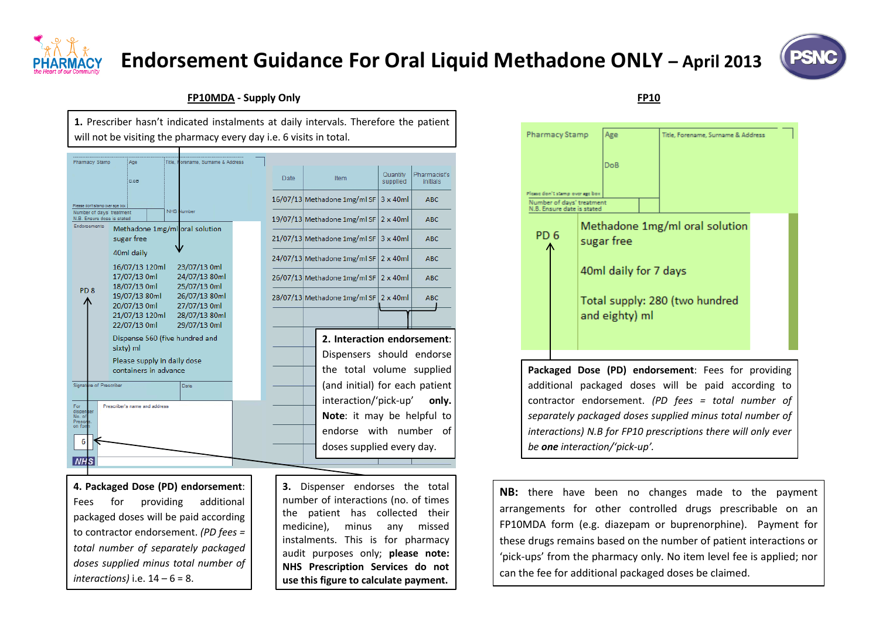# Endorsement Guidance For Oral Liquid Methadone ONLY – April 2013

## FP10MDA - Supply Only

**1.** Prescriber hasn't indicated instalments at daily intervals. Therefore the patient will not be visiting the pharmacy every day i.e. 6 visits in total.

Pharmacy Stamp | Age | Title, Forename, Surname & Address

DoB

Please don't stamp over age box

Number of days' treatment N.B. Ensure dose is stated | NHS Number

Endorsements

PD 8

Methadone 1mg/ml oral solution sugar free

40ml daily

| | |
|---|---|
| 16/07/13 120ml | 23/07/13 0ml |
| 17/07/13 0ml | 24/07/13 80ml |
| 18/07/13 0ml | 25/07/13 0ml |
| 19/07/13 80ml | 26/07/13 80ml |
| 20/07/13 0ml | 27/07/13 0ml |
| 21/07/13 120ml | 28/07/13 80ml |
| 22/07/13 0ml | 29/07/13 0ml |

Dispense 560 (five hundred and sixty) ml

Please supply in daily dose containers in advance

Signature of Prescriber | Date

For dispenser No. of Prescns. on form: 6

Prescriber's name and address

NHS

| Date | Item | Quantity supplied | Pharmacist's initials |
|---|---|---|---|
| 16/07/13 | Methadone 1mg/ml SF | 3 x 40ml | ABC |
| 19/07/13 | Methadone 1mg/ml SF | 2 x 40ml | ABC |
| 21/07/13 | Methadone 1mg/ml SF | 3 x 40ml | ABC |
| 24/07/13 | Methadone 1mg/ml SF | 2 x 40ml | ABC |
| 26/07/13 | Methadone 1mg/ml SF | 2 x 40ml | ABC |
| 28/07/13 | Methadone 1mg/ml SF | 2 x 40ml | ABC |

**2. Interaction endorsement**: Dispensers should endorse the total volume supplied (and initial) for each patient interaction/'pick-up' **only.** **Note**: it may be helpful to endorse with number of doses supplied every day.

**4. Packaged Dose (PD) endorsement**: Fees for providing additional packaged doses will be paid according to contractor endorsement. *(PD fees = total number of separately packaged doses supplied minus total number of interactions)* i.e. 14 – 6 = 8.

**3.** Dispenser endorses the total number of interactions (no. of times the patient has collected their medicine), minus any missed instalments. This is for pharmacy audit purposes only; **please note: NHS Prescription Services do not use this figure to calculate payment.**

## FP10

Pharmacy Stamp | Age | Title, Forename, Surname & Address

DoB

Please don't stamp over age box

Number of days' treatment N.B. Ensure date is stated

PD 6

Methadone 1mg/ml oral solution sugar free

40ml daily for 7 days

Total supply: 280 (two hundred and eighty) ml

**Packaged Dose (PD) endorsement**: Fees for providing additional packaged doses will be paid according to contractor endorsement. *(PD fees = total number of separately packaged doses supplied minus total number of interactions) N.B for FP10 prescriptions there will only ever be **one** interaction/'pick-up'.*

**NB:** there have been no changes made to the payment arrangements for other controlled drugs prescribable on an FP10MDA form (e.g. diazepam or buprenorphine). Payment for these drugs remains based on the number of patient interactions or 'pick-ups' from the pharmacy only. No item level fee is applied; nor can the fee for additional packaged doses be claimed.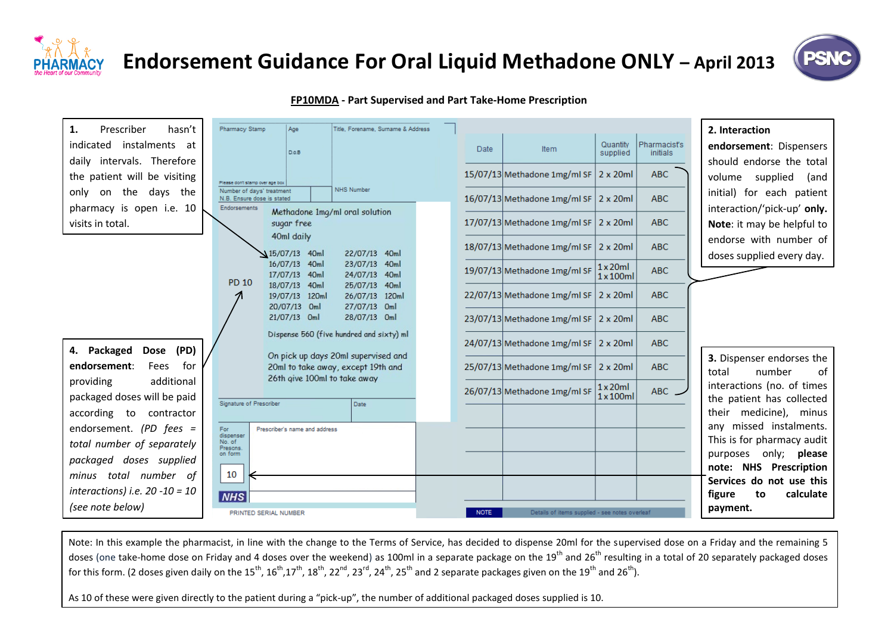# Endorsement Guidance For Oral Liquid Methadone ONLY – April 2013

**FP10MDA - Part Supervised and Part Take-Home Prescription**

**1.** Prescriber hasn't indicated instalments at daily intervals. Therefore the patient will be visiting only on the days the pharmacy is open i.e. 10 visits in total.

**4. Packaged Dose (PD) endorsement**: Fees for providing additional packaged doses will be paid according to contractor endorsement. *(PD fees = total number of separately packaged doses supplied minus total number of interactions) i.e. 20 -10 = 10 (see note below)*

Pharmacy Stamp | Age | D.o.B | Title, Forename, Surname & Address

Please don't stamp over age box

Number of days' treatment
N.B. Ensure dose is stated

NHS Number

Endorsements

PD 10

Methadone 1mg/ml oral solution
sugar free
40ml daily

| | | | |
|---|---|---|---|
| 15/07/13 | 40ml | 22/07/13 | 40ml |
| 16/07/13 | 40ml | 23/07/13 | 40ml |
| 17/07/13 | 40ml | 24/07/13 | 40ml |
| 18/07/13 | 40ml | 25/07/13 | 40ml |
| 19/07/13 | 120ml | 26/07/13 | 120ml |
| 20/07/13 | 0ml | 27/07/13 | 0ml |
| 21/07/13 | 0ml | 28/07/13 | 0ml |

Dispense 560 (five hundred and sixty) ml

On pick up days 20ml supervised and 20ml to take away, except 19th and 26th give 100ml to take away

Signature of Prescriber | Date

For dispenser No. of Prescns. on form: 10

Prescriber's name and address

NHS

PRINTED SERIAL NUMBER

| Date | Item | Quantity supplied | Pharmacist's initials |
|---|---|---|---|
| 15/07/13 | Methadone 1mg/ml SF | 2 x 20ml | ABC |
| 16/07/13 | Methadone 1mg/ml SF | 2 x 20ml | ABC |
| 17/07/13 | Methadone 1mg/ml SF | 2 x 20ml | ABC |
| 18/07/13 | Methadone 1mg/ml SF | 2 x 20ml | ABC |
| 19/07/13 | Methadone 1mg/ml SF | 1x20ml 1x100ml | ABC |
| 22/07/13 | Methadone 1mg/ml SF | 2 x 20ml | ABC |
| 23/07/13 | Methadone 1mg/ml SF | 2 x 20ml | ABC |
| 24/07/13 | Methadone 1mg/ml SF | 2 x 20ml | ABC |
| 25/07/13 | Methadone 1mg/ml SF | 2 x 20ml | ABC |
| 26/07/13 | Methadone 1mg/ml SF | 1x20ml 1x100ml | ABC |

NOTE | Details of items supplied - see notes overleaf

**2. Interaction endorsement**: Dispensers should endorse the total volume supplied (and initial) for each patient interaction/'pick-up' **only. Note**: it may be helpful to endorse with number of doses supplied every day.

**3.** Dispenser endorses the total number of interactions (no. of times the patient has collected their medicine), minus any missed instalments. This is for pharmacy audit purposes only; **please note: NHS Prescription Services do not use this figure to calculate payment.**

Note: In this example the pharmacist, in line with the change to the Terms of Service, has decided to dispense 20ml for the supervised dose on a Friday and the remaining 5 doses (one take-home dose on Friday and 4 doses over the weekend) as 100ml in a separate package on the 19th and 26th resulting in a total of 20 separately packaged doses for this form. (2 doses given daily on the 15th, 16th, 17th, 18th, 22nd, 23rd, 24th, 25th and 2 separate packages given on the 19th and 26th).

As 10 of these were given directly to the patient during a "pick-up", the number of additional packaged doses supplied is 10.